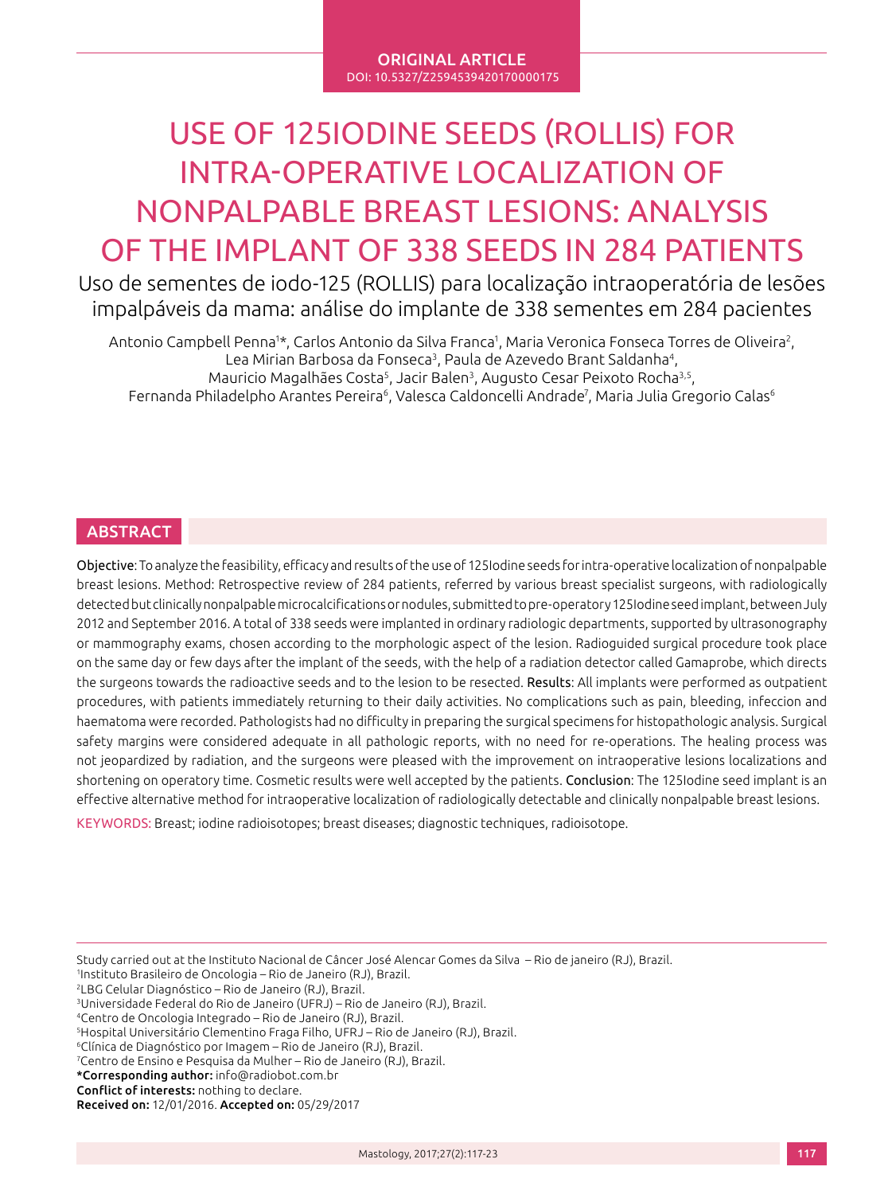ORIGINAL ARTICLE

DOI: 10.5327/Z2594539420170000175

# USE OF 125IODINE SEEDS (ROLLIS) FOR INTRA-OPERATIVE LOCALIZATION OF NONPALPABLE BREAST LESIONS: ANALYSIS OF THE IMPLANT OF 338 SEEDS IN 284 PATIENTS

## Uso de sementes de iodo-125 (ROLLIS) para localização intraoperatória de lesões impalpáveis da mama: análise do implante de 338 sementes em 284 pacientes

Antonio Campbell Penna[1]*, Carlos Antonio da Silva Franca[1], Maria Veronica Fonseca Torres de Oliveira[2], Lea Mirian Barbosa da Fonseca[3], Paula de Azevedo Brant Saldanha[4], Mauricio Magalhães Costa[5], Jacir Balen[3], Augusto Cesar Peixoto Rocha[3,5], Fernanda Philadelpho Arantes Pereira[6], Valesca Caldoncelli Andrade[7], Maria Julia Gregorio Calas[6]

## ABSTRACT

**Objective**: To analyze the feasibility, efficacy and results of the use of 125Iodine seeds for intra-operative localization of nonpalpable breast lesions. **Method**: Retrospective review of 284 patients, referred by various breast specialist surgeons, with radiologically detected but clinically nonpalpable microcalcifications or nodules, submitted to pre-operatory 125Iodine seed implant, between July 2012 and September 2016. A total of 338 seeds were implanted in ordinary radiologic departments, supported by ultrasonography or mammography exams, chosen according to the morphologic aspect of the lesion. Radioguided surgical procedure took place on the same day or few days after the implant of the seeds, with the help of a radiation detector called Gamaprobe, which directs the surgeons towards the radioactive seeds and to the lesion to be resected. **Results**: All implants were performed as outpatient procedures, with patients immediately returning to their daily activities. No complications such as pain, bleeding, infeccion and haematoma were recorded. Pathologists had no difficulty in preparing the surgical specimens for histopathologic analysis. Surgical safety margins were considered adequate in all pathologic reports, with no need for re-operations. The healing process was not jeopardized by radiation, and the surgeons were pleased with the improvement on intraoperative lesions localizations and shortening on operatory time. Cosmetic results were well accepted by the patients. **Conclusion**: The 125Iodine seed implant is an effective alternative method for intraoperative localization of radiologically detectable and clinically nonpalpable breast lesions.

KEYWORDS: Breast; iodine radioisotopes; breast diseases; diagnostic techniques, radioisotope.

Study carried out at the Instituto Nacional de Câncer José Alencar Gomes da Silva – Rio de janeiro (RJ), Brazil.

[1]Instituto Brasileiro de Oncologia – Rio de Janeiro (RJ), Brazil.

[2]LBG Celular Diagnóstico – Rio de Janeiro (RJ), Brazil.

[3]Universidade Federal do Rio de Janeiro (UFRJ) – Rio de Janeiro (RJ), Brazil.

[4]Centro de Oncologia Integrado – Rio de Janeiro (RJ), Brazil.

[5]Hospital Universitário Clementino Fraga Filho, UFRJ – Rio de Janeiro (RJ), Brazil.

[6]Clínica de Diagnóstico por Imagem – Rio de Janeiro (RJ), Brazil.

[7]Centro de Ensino e Pesquisa da Mulher – Rio de Janeiro (RJ), Brazil.

**\*Corresponding author:** info@radiobot.com.br

**Conflict of interests:** nothing to declare.

**Received on:** 12/01/2016. **Accepted on:** 05/29/2017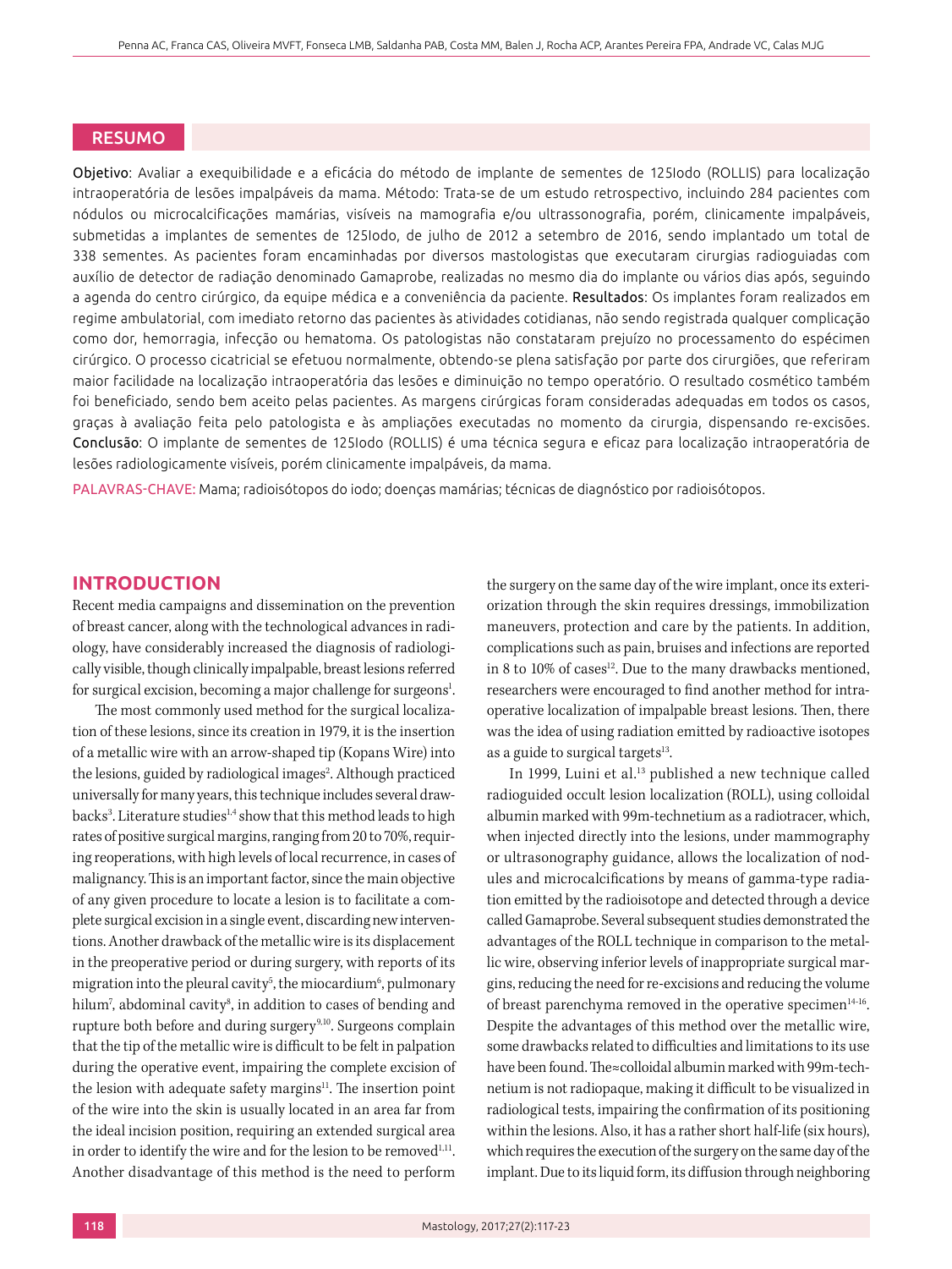## RESUMO

Objetivo: Avaliar a exequibilidade e a eficácia do método de implante de sementes de 125Iodo (ROLLIS) para localização intraoperatória de lesões impalpáveis da mama. Método: Trata-se de um estudo retrospectivo, incluindo 284 pacientes com nódulos ou microcalcificações mamárias, visíveis na mamografia e/ou ultrassonografia, porém, clinicamente impalpáveis, submetidas a implantes de sementes de 125Iodo, de julho de 2012 a setembro de 2016, sendo implantado um total de 338 sementes. As pacientes foram encaminhadas por diversos mastologistas que executaram cirurgias radioguiadas com auxílio de detector de radiação denominado Gamaprobe, realizadas no mesmo dia do implante ou vários dias após, seguindo a agenda do centro cirúrgico, da equipe médica e a conveniência da paciente. Resultados: Os implantes foram realizados em regime ambulatorial, com imediato retorno das pacientes às atividades cotidianas, não sendo registrada qualquer complicação como dor, hemorragia, infecção ou hematoma. Os patologistas não constataram prejuízo no processamento do espécimen cirúrgico. O processo cicatricial se efetuou normalmente, obtendo-se plena satisfação por parte dos cirurgiões, que referiram maior facilidade na localização intraoperatória das lesões e diminuição no tempo operatório. O resultado cosmético também foi beneficiado, sendo bem aceito pelas pacientes. As margens cirúrgicas foram consideradas adequadas em todos os casos, graças à avaliação feita pelo patologista e às ampliações executadas no momento da cirurgia, dispensando re-excisões. Conclusão: O implante de sementes de 125Iodo (ROLLIS) é uma técnica segura e eficaz para localização intraoperatória de lesões radiologicamente visíveis, porém clinicamente impalpáveis, da mama.

PALAVRAS-CHAVE: Mama; radioisótopos do iodo; doenças mamárias; técnicas de diagnóstico por radioisótopos.

## INTRODUCTION

Recent media campaigns and dissemination on the prevention of breast cancer, along with the technological advances in radiology, have considerably increased the diagnosis of radiologically visible, though clinically impalpable, breast lesions referred for surgical excision, becoming a major challenge for surgeons[1].

The most commonly used method for the surgical localization of these lesions, since its creation in 1979, it is the insertion of a metallic wire with an arrow-shaped tip (Kopans Wire) into the lesions, guided by radiological images[2]. Although practiced universally for many years, this technique includes several drawbacks[3]. Literature studies[1,4] show that this method leads to high rates of positive surgical margins, ranging from 20 to 70%, requiring reoperations, with high levels of local recurrence, in cases of malignancy. This is an important factor, since the main objective of any given procedure to locate a lesion is to facilitate a complete surgical excision in a single event, discarding new interventions. Another drawback of the metallic wire is its displacement in the preoperative period or during surgery, with reports of its migration into the pleural cavity[5], the miocardium[6], pulmonary hilum[7], abdominal cavity[8], in addition to cases of bending and rupture both before and during surgery[9,10]. Surgeons complain that the tip of the metallic wire is difficult to be felt in palpation during the operative event, impairing the complete excision of the lesion with adequate safety margins[11]. The insertion point of the wire into the skin is usually located in an area far from the ideal incision position, requiring an extended surgical area in order to identify the wire and for the lesion to be removed[1,11]. Another disadvantage of this method is the need to perform the surgery on the same day of the wire implant, once its exteriorization through the skin requires dressings, immobilization maneuvers, protection and care by the patients. In addition, complications such as pain, bruises and infections are reported in 8 to 10% of cases[12]. Due to the many drawbacks mentioned, researchers were encouraged to find another method for intraoperative localization of impalpable breast lesions. Then, there was the idea of using radiation emitted by radioactive isotopes as a guide to surgical targets[13].

In 1999, Luini et al.[13] published a new technique called radioguided occult lesion localization (ROLL), using colloidal albumin marked with 99m-technetium as a radiotracer, which, when injected directly into the lesions, under mammography or ultrasonography guidance, allows the localization of nodules and microcalcifications by means of gamma-type radiation emitted by the radioisotope and detected through a device called Gamaprobe. Several subsequent studies demonstrated the advantages of the ROLL technique in comparison to the metallic wire, observing inferior levels of inappropriate surgical margins, reducing the need for re-excisions and reducing the volume of breast parenchyma removed in the operative specimen[14-16]. Despite the advantages of this method over the metallic wire, some drawbacks related to difficulties and limitations to its use have been found. The≈colloidal albumin marked with 99m-technetium is not radiopaque, making it difficult to be visualized in radiological tests, impairing the confirmation of its positioning within the lesions. Also, it has a rather short half-life (six hours), which requires the execution of the surgery on the same day of the implant. Due to its liquid form, its diffusion through neighboring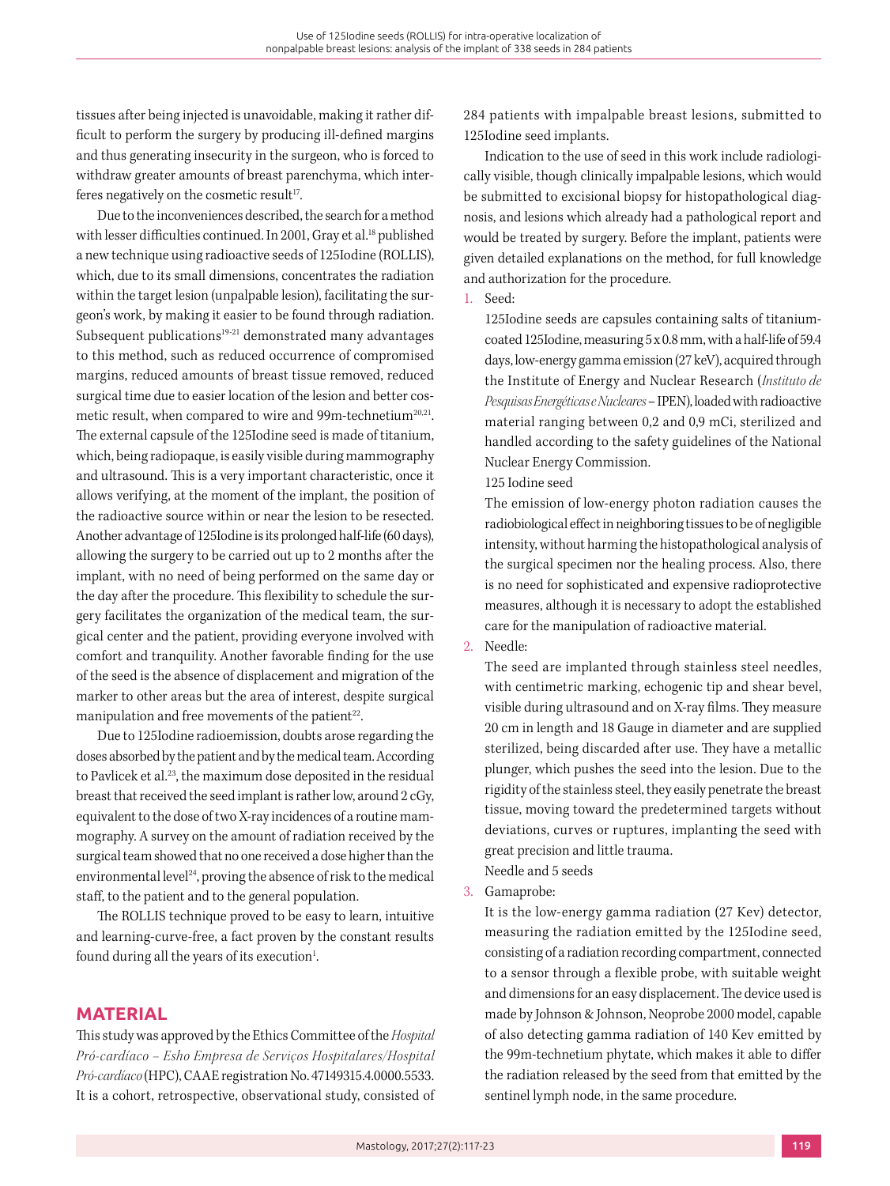tissues after being injected is unavoidable, making it rather difficult to perform the surgery by producing ill-defined margins and thus generating insecurity in the surgeon, who is forced to withdraw greater amounts of breast parenchyma, which interferes negatively on the cosmetic result[17].

Due to the inconveniences described, the search for a method with lesser difficulties continued. In 2001, Gray et al.[18] published a new technique using radioactive seeds of 125Iodine (ROLLIS), which, due to its small dimensions, concentrates the radiation within the target lesion (unpalpable lesion), facilitating the surgeon's work, by making it easier to be found through radiation. Subsequent publications[19-21] demonstrated many advantages to this method, such as reduced occurrence of compromised margins, reduced amounts of breast tissue removed, reduced surgical time due to easier location of the lesion and better cosmetic result, when compared to wire and 99m-technetium[20,21]. The external capsule of the 125Iodine seed is made of titanium, which, being radiopaque, is easily visible during mammography and ultrasound. This is a very important characteristic, once it allows verifying, at the moment of the implant, the position of the radioactive source within or near the lesion to be resected. Another advantage of 125Iodine is its prolonged half-life (60 days), allowing the surgery to be carried out up to 2 months after the implant, with no need of being performed on the same day or the day after the procedure. This flexibility to schedule the surgery facilitates the organization of the medical team, the surgical center and the patient, providing everyone involved with comfort and tranquility. Another favorable finding for the use of the seed is the absence of displacement and migration of the marker to other areas but the area of interest, despite surgical manipulation and free movements of the patient[22].

Due to 125Iodine radioemission, doubts arose regarding the doses absorbed by the patient and by the medical team. According to Pavlicek et al.[23], the maximum dose deposited in the residual breast that received the seed implant is rather low, around 2 cGy, equivalent to the dose of two X-ray incidences of a routine mammography. A survey on the amount of radiation received by the surgical team showed that no one received a dose higher than the environmental level[24], proving the absence of risk to the medical staff, to the patient and to the general population.

The ROLLIS technique proved to be easy to learn, intuitive and learning-curve-free, a fact proven by the constant results found during all the years of its execution[1].

## MATERIAL

This study was approved by the Ethics Committee of the *Hospital Pró-cardíaco – Esho Empresa de Serviços Hospitalares/Hospital Pró-cardíaco* (HPC), CAAE registration No. 47149315.4.0000.5533. It is a cohort, retrospective, observational study, consisted of 284 patients with impalpable breast lesions, submitted to 125Iodine seed implants.

Indication to the use of seed in this work include radiologically visible, though clinically impalpable lesions, which would be submitted to excisional biopsy for histopathological diagnosis, and lesions which already had a pathological report and would be treated by surgery. Before the implant, patients were given detailed explanations on the method, for full knowledge and authorization for the procedure.

1. Seed:

   125Iodine seeds are capsules containing salts of titanium-coated 125Iodine, measuring 5 x 0.8 mm, with a half-life of 59.4 days, low-energy gamma emission (27 keV), acquired through the Institute of Energy and Nuclear Research (*Instituto de Pesquisas Energéticas e Nucleares* – IPEN), loaded with radioactive material ranging between 0,2 and 0,9 mCi, sterilized and handled according to the safety guidelines of the National Nuclear Energy Commission.

   125 Iodine seed

   The emission of low-energy photon radiation causes the radiobiological effect in neighboring tissues to be of negligible intensity, without harming the histopathological analysis of the surgical specimen nor the healing process. Also, there is no need for sophisticated and expensive radioprotective measures, although it is necessary to adopt the established care for the manipulation of radioactive material.

2. Needle:

   The seed are implanted through stainless steel needles, with centimetric marking, echogenic tip and shear bevel, visible during ultrasound and on X-ray films. They measure 20 cm in length and 18 Gauge in diameter and are supplied sterilized, being discarded after use. They have a metallic plunger, which pushes the seed into the lesion. Due to the rigidity of the stainless steel, they easily penetrate the breast tissue, moving toward the predetermined targets without deviations, curves or ruptures, implanting the seed with great precision and little trauma.

   Needle and 5 seeds

3. Gamaprobe:

   It is the low-energy gamma radiation (27 Kev) detector, measuring the radiation emitted by the 125Iodine seed, consisting of a radiation recording compartment, connected to a sensor through a flexible probe, with suitable weight and dimensions for an easy displacement. The device used is made by Johnson & Johnson, Neoprobe 2000 model, capable of also detecting gamma radiation of 140 Kev emitted by the 99m-technetium phytate, which makes it able to differ the radiation released by the seed from that emitted by the sentinel lymph node, in the same procedure.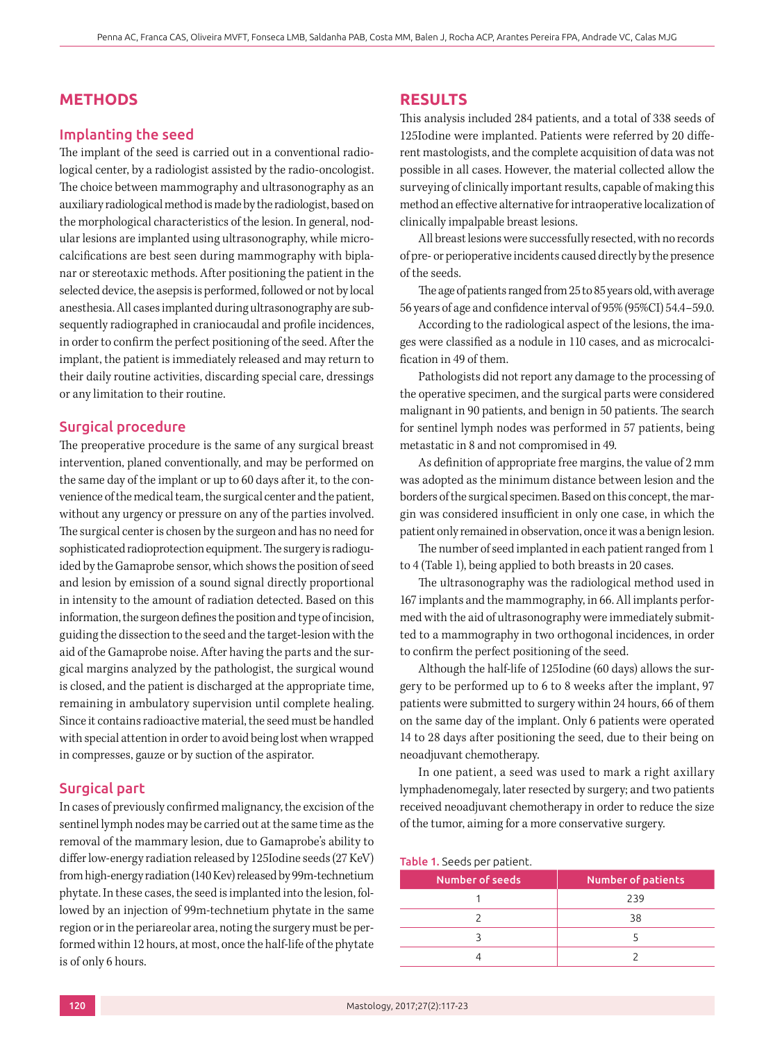## METHODS

### Implanting the seed

The implant of the seed is carried out in a conventional radiological center, by a radiologist assisted by the radio-oncologist. The choice between mammography and ultrasonography as an auxiliary radiological method is made by the radiologist, based on the morphological characteristics of the lesion. In general, nodular lesions are implanted using ultrasonography, while microcalcifications are best seen during mammography with biplanar or stereotaxic methods. After positioning the patient in the selected device, the asepsis is performed, followed or not by local anesthesia. All cases implanted during ultrasonography are subsequently radiographed in craniocaudal and profile incidences, in order to confirm the perfect positioning of the seed. After the implant, the patient is immediately released and may return to their daily routine activities, discarding special care, dressings or any limitation to their routine.

### Surgical procedure

The preoperative procedure is the same of any surgical breast intervention, planed conventionally, and may be performed on the same day of the implant or up to 60 days after it, to the convenience of the medical team, the surgical center and the patient, without any urgency or pressure on any of the parties involved. The surgical center is chosen by the surgeon and has no need for sophisticated radioprotection equipment. The surgery is radioguided by the Gamaprobe sensor, which shows the position of seed and lesion by emission of a sound signal directly proportional in intensity to the amount of radiation detected. Based on this information, the surgeon defines the position and type of incision, guiding the dissection to the seed and the target-lesion with the aid of the Gamaprobe noise. After having the parts and the surgical margins analyzed by the pathologist, the surgical wound is closed, and the patient is discharged at the appropriate time, remaining in ambulatory supervision until complete healing. Since it contains radioactive material, the seed must be handled with special attention in order to avoid being lost when wrapped in compresses, gauze or by suction of the aspirator.

### Surgical part

In cases of previously confirmed malignancy, the excision of the sentinel lymph nodes may be carried out at the same time as the removal of the mammary lesion, due to Gamaprobe's ability to differ low-energy radiation released by 125Iodine seeds (27 KeV) from high-energy radiation (140 Kev) released by 99m-technetium phytate. In these cases, the seed is implanted into the lesion, followed by an injection of 99m-technetium phytate in the same region or in the periareolar area, noting the surgery must be performed within 12 hours, at most, once the half-life of the phytate is of only 6 hours.

## RESULTS

This analysis included 284 patients, and a total of 338 seeds of 125Iodine were implanted. Patients were referred by 20 different mastologists, and the complete acquisition of data was not possible in all cases. However, the material collected allow the surveying of clinically important results, capable of making this method an effective alternative for intraoperative localization of clinically impalpable breast lesions.

All breast lesions were successfully resected, with no records of pre- or perioperative incidents caused directly by the presence of the seeds.

The age of patients ranged from 25 to 85 years old, with average 56 years of age and confidence interval of 95% (95%CI) 54.4–59.0.

According to the radiological aspect of the lesions, the images were classified as a nodule in 110 cases, and as microcalcification in 49 of them.

Pathologists did not report any damage to the processing of the operative specimen, and the surgical parts were considered malignant in 90 patients, and benign in 50 patients. The search for sentinel lymph nodes was performed in 57 patients, being metastatic in 8 and not compromised in 49.

As definition of appropriate free margins, the value of 2 mm was adopted as the minimum distance between lesion and the borders of the surgical specimen. Based on this concept, the margin was considered insufficient in only one case, in which the patient only remained in observation, once it was a benign lesion.

The number of seed implanted in each patient ranged from 1 to 4 (Table 1), being applied to both breasts in 20 cases.

The ultrasonography was the radiological method used in 167 implants and the mammography, in 66. All implants performed with the aid of ultrasonography were immediately submitted to a mammography in two orthogonal incidences, in order to confirm the perfect positioning of the seed.

Although the half-life of 125Iodine (60 days) allows the surgery to be performed up to 6 to 8 weeks after the implant, 97 patients were submitted to surgery within 24 hours, 66 of them on the same day of the implant. Only 6 patients were operated 14 to 28 days after positioning the seed, due to their being on neoadjuvant chemotherapy.

In one patient, a seed was used to mark a right axillary lymphadenomegaly, later resected by surgery; and two patients received neoadjuvant chemotherapy in order to reduce the size of the tumor, aiming for a more conservative surgery.

Table 1. Seeds per patient.

| Number of seeds | Number of patients |
|---|---|
| 1 | 239 |
| 2 | 38 |
| 3 | 5 |
| 4 | 2 |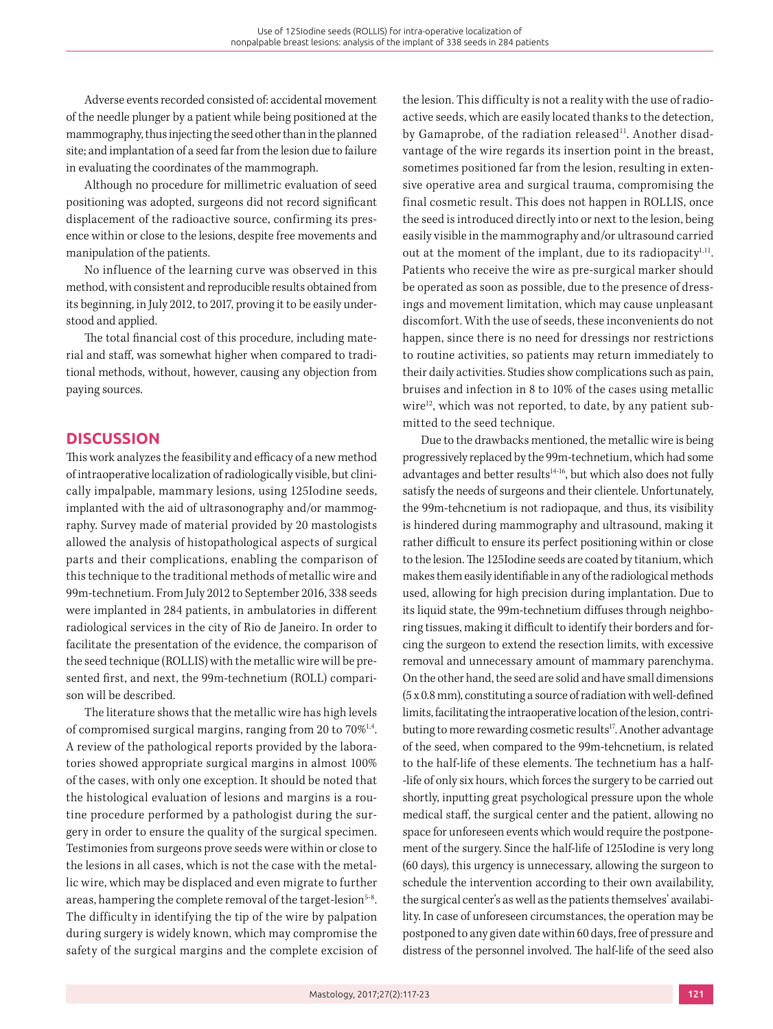Adverse events recorded consisted of: accidental movement of the needle plunger by a patient while being positioned at the mammography, thus injecting the seed other than in the planned site; and implantation of a seed far from the lesion due to failure in evaluating the coordinates of the mammograph.

Although no procedure for millimetric evaluation of seed positioning was adopted, surgeons did not record significant displacement of the radioactive source, confirming its presence within or close to the lesions, despite free movements and manipulation of the patients.

No influence of the learning curve was observed in this method, with consistent and reproducible results obtained from its beginning, in July 2012, to 2017, proving it to be easily understood and applied.

The total financial cost of this procedure, including material and staff, was somewhat higher when compared to traditional methods, without, however, causing any objection from paying sources.

## DISCUSSION

This work analyzes the feasibility and efficacy of a new method of intraoperative localization of radiologically visible, but clinically impalpable, mammary lesions, using 125Iodine seeds, implanted with the aid of ultrasonography and/or mammography. Survey made of material provided by 20 mastologists allowed the analysis of histopathological aspects of surgical parts and their complications, enabling the comparison of this technique to the traditional methods of metallic wire and 99m-technetium. From July 2012 to September 2016, 338 seeds were implanted in 284 patients, in ambulatories in different radiological services in the city of Rio de Janeiro. In order to facilitate the presentation of the evidence, the comparison of the seed technique (ROLLIS) with the metallic wire will be presented first, and next, the 99m-technetium (ROLL) comparison will be described.

The literature shows that the metallic wire has high levels of compromised surgical margins, ranging from 20 to 70%[1,4]. A review of the pathological reports provided by the laboratories showed appropriate surgical margins in almost 100% of the cases, with only one exception. It should be noted that the histological evaluation of lesions and margins is a routine procedure performed by a pathologist during the surgery in order to ensure the quality of the surgical specimen. Testimonies from surgeons prove seeds were within or close to the lesions in all cases, which is not the case with the metallic wire, which may be displaced and even migrate to further areas, hampering the complete removal of the target-lesion[5-8]. The difficulty in identifying the tip of the wire by palpation during surgery is widely known, which may compromise the safety of the surgical margins and the complete excision of the lesion. This difficulty is not a reality with the use of radioactive seeds, which are easily located thanks to the detection, by Gamaprobe, of the radiation released[11]. Another disadvantage of the wire regards its insertion point in the breast, sometimes positioned far from the lesion, resulting in extensive operative area and surgical trauma, compromising the final cosmetic result. This does not happen in ROLLIS, once the seed is introduced directly into or next to the lesion, being easily visible in the mammography and/or ultrasound carried out at the moment of the implant, due to its radiopacity[1,11]. Patients who receive the wire as pre-surgical marker should be operated as soon as possible, due to the presence of dressings and movement limitation, which may cause unpleasant discomfort. With the use of seeds, these inconvenients do not happen, since there is no need for dressings nor restrictions to routine activities, so patients may return immediately to their daily activities. Studies show complications such as pain, bruises and infection in 8 to 10% of the cases using metallic wire[12], which was not reported, to date, by any patient submitted to the seed technique.

Due to the drawbacks mentioned, the metallic wire is being progressively replaced by the 99m-technetium, which had some advantages and better results[14-16], but which also does not fully satisfy the needs of surgeons and their clientele. Unfortunately, the 99m-tehcnetium is not radiopaque, and thus, its visibility is hindered during mammography and ultrasound, making it rather difficult to ensure its perfect positioning within or close to the lesion. The 125Iodine seeds are coated by titanium, which makes them easily identifiable in any of the radiological methods used, allowing for high precision during implantation. Due to its liquid state, the 99m-technetium diffuses through neighboring tissues, making it difficult to identify their borders and forcing the surgeon to extend the resection limits, with excessive removal and unnecessary amount of mammary parenchyma. On the other hand, the seed are solid and have small dimensions (5 x 0.8 mm), constituting a source of radiation with well-defined limits, facilitating the intraoperative location of the lesion, contributing to more rewarding cosmetic results[17]. Another advantage of the seed, when compared to the 99m-tehcnetium, is related to the half-life of these elements. The technetium has a half-life of only six hours, which forces the surgery to be carried out shortly, inputting great psychological pressure upon the whole medical staff, the surgical center and the patient, allowing no space for unforeseen events which would require the postponement of the surgery. Since the half-life of 125Iodine is very long (60 days), this urgency is unnecessary, allowing the surgeon to schedule the intervention according to their own availability, the surgical center's as well as the patients themselves' availability. In case of unforeseen circumstances, the operation may be postponed to any given date within 60 days, free of pressure and distress of the personnel involved. The half-life of the seed also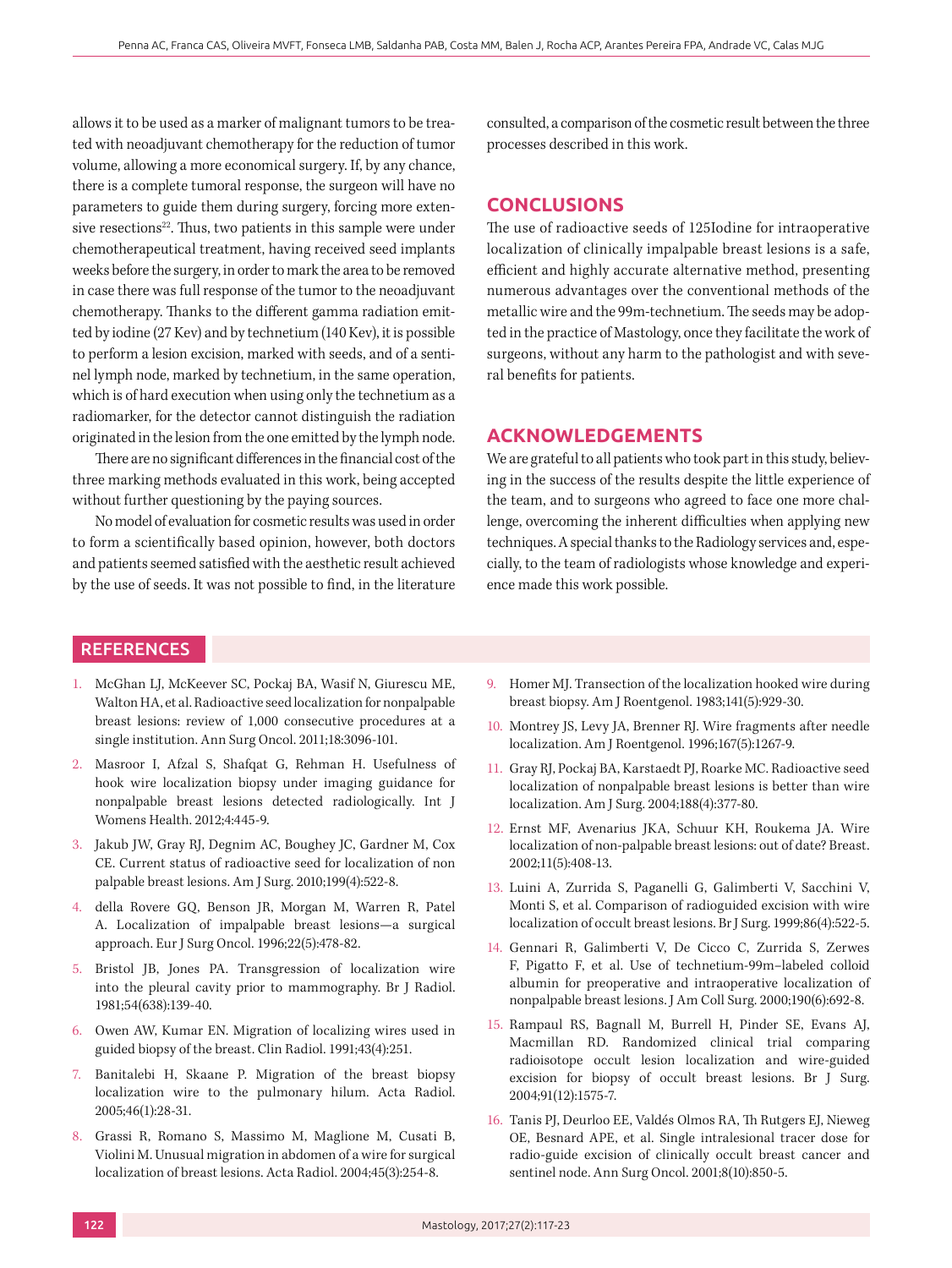allows it to be used as a marker of malignant tumors to be treated with neoadjuvant chemotherapy for the reduction of tumor volume, allowing a more economical surgery. If, by any chance, there is a complete tumoral response, the surgeon will have no parameters to guide them during surgery, forcing more extensive resections[22]. Thus, two patients in this sample were under chemotherapeutical treatment, having received seed implants weeks before the surgery, in order to mark the area to be removed in case there was full response of the tumor to the neoadjuvant chemotherapy. Thanks to the different gamma radiation emitted by iodine (27 Kev) and by technetium (140 Kev), it is possible to perform a lesion excision, marked with seeds, and of a sentinel lymph node, marked by technetium, in the same operation, which is of hard execution when using only the technetium as a radiomarker, for the detector cannot distinguish the radiation originated in the lesion from the one emitted by the lymph node.

There are no significant differences in the financial cost of the three marking methods evaluated in this work, being accepted without further questioning by the paying sources.

No model of evaluation for cosmetic results was used in order to form a scientifically based opinion, however, both doctors and patients seemed satisfied with the aesthetic result achieved by the use of seeds. It was not possible to find, in the literature consulted, a comparison of the cosmetic result between the three processes described in this work.

## CONCLUSIONS

The use of radioactive seeds of 125Iodine for intraoperative localization of clinically impalpable breast lesions is a safe, efficient and highly accurate alternative method, presenting numerous advantages over the conventional methods of the metallic wire and the 99m-technetium. The seeds may be adopted in the practice of Mastology, once they facilitate the work of surgeons, without any harm to the pathologist and with several benefits for patients.

## ACKNOWLEDGEMENTS

We are grateful to all patients who took part in this study, believing in the success of the results despite the little experience of the team, and to surgeons who agreed to face one more challenge, overcoming the inherent difficulties when applying new techniques. A special thanks to the Radiology services and, especially, to the team of radiologists whose knowledge and experience made this work possible.

## REFERENCES

1. McGhan LJ, McKeever SC, Pockaj BA, Wasif N, Giurescu ME, Walton HA, et al. Radioactive seed localization for nonpalpable breast lesions: review of 1,000 consecutive procedures at a single institution. Ann Surg Oncol. 2011;18:3096-101.
2. Masroor I, Afzal S, Shafqat G, Rehman H. Usefulness of hook wire localization biopsy under imaging guidance for nonpalpable breast lesions detected radiologically. Int J Womens Health. 2012;4:445-9.
3. Jakub JW, Gray RJ, Degnim AC, Boughey JC, Gardner M, Cox CE. Current status of radioactive seed for localization of non palpable breast lesions. Am J Surg. 2010;199(4):522-8.
4. della Rovere GQ, Benson JR, Morgan M, Warren R, Patel A. Localization of impalpable breast lesions—a surgical approach. Eur J Surg Oncol. 1996;22(5):478-82.
5. Bristol JB, Jones PA. Transgression of localization wire into the pleural cavity prior to mammography. Br J Radiol. 1981;54(638):139-40.
6. Owen AW, Kumar EN. Migration of localizing wires used in guided biopsy of the breast. Clin Radiol. 1991;43(4):251.
7. Banitalebi H, Skaane P. Migration of the breast biopsy localization wire to the pulmonary hilum. Acta Radiol. 2005;46(1):28-31.
8. Grassi R, Romano S, Massimo M, Maglione M, Cusati B, Violini M. Unusual migration in abdomen of a wire for surgical localization of breast lesions. Acta Radiol. 2004;45(3):254-8.
9. Homer MJ. Transection of the localization hooked wire during breast biopsy. Am J Roentgenol. 1983;141(5):929-30.
10. Montrey JS, Levy JA, Brenner RJ. Wire fragments after needle localization. Am J Roentgenol. 1996;167(5):1267-9.
11. Gray RJ, Pockaj BA, Karstaedt PJ, Roarke MC. Radioactive seed localization of nonpalpable breast lesions is better than wire localization. Am J Surg. 2004;188(4):377-80.
12. Ernst MF, Avenarius JKA, Schuur KH, Roukema JA. Wire localization of non-palpable breast lesions: out of date? Breast. 2002;11(5):408-13.
13. Luini A, Zurrida S, Paganelli G, Galimberti V, Sacchini V, Monti S, et al. Comparison of radioguided excision with wire localization of occult breast lesions. Br J Surg. 1999;86(4):522-5.
14. Gennari R, Galimberti V, De Cicco C, Zurrida S, Zerwes F, Pigatto F, et al. Use of technetium-99m–labeled colloid albumin for preoperative and intraoperative localization of nonpalpable breast lesions. J Am Coll Surg. 2000;190(6):692-8.
15. Rampaul RS, Bagnall M, Burrell H, Pinder SE, Evans AJ, Macmillan RD. Randomized clinical trial comparing radioisotope occult lesion localization and wire-guided excision for biopsy of occult breast lesions. Br J Surg. 2004;91(12):1575-7.
16. Tanis PJ, Deurloo EE, Valdés Olmos RA, Th Rutgers EJ, Nieweg OE, Besnard APE, et al. Single intralesional tracer dose for radio-guide excision of clinically occult breast cancer and sentinel node. Ann Surg Oncol. 2001;8(10):850-5.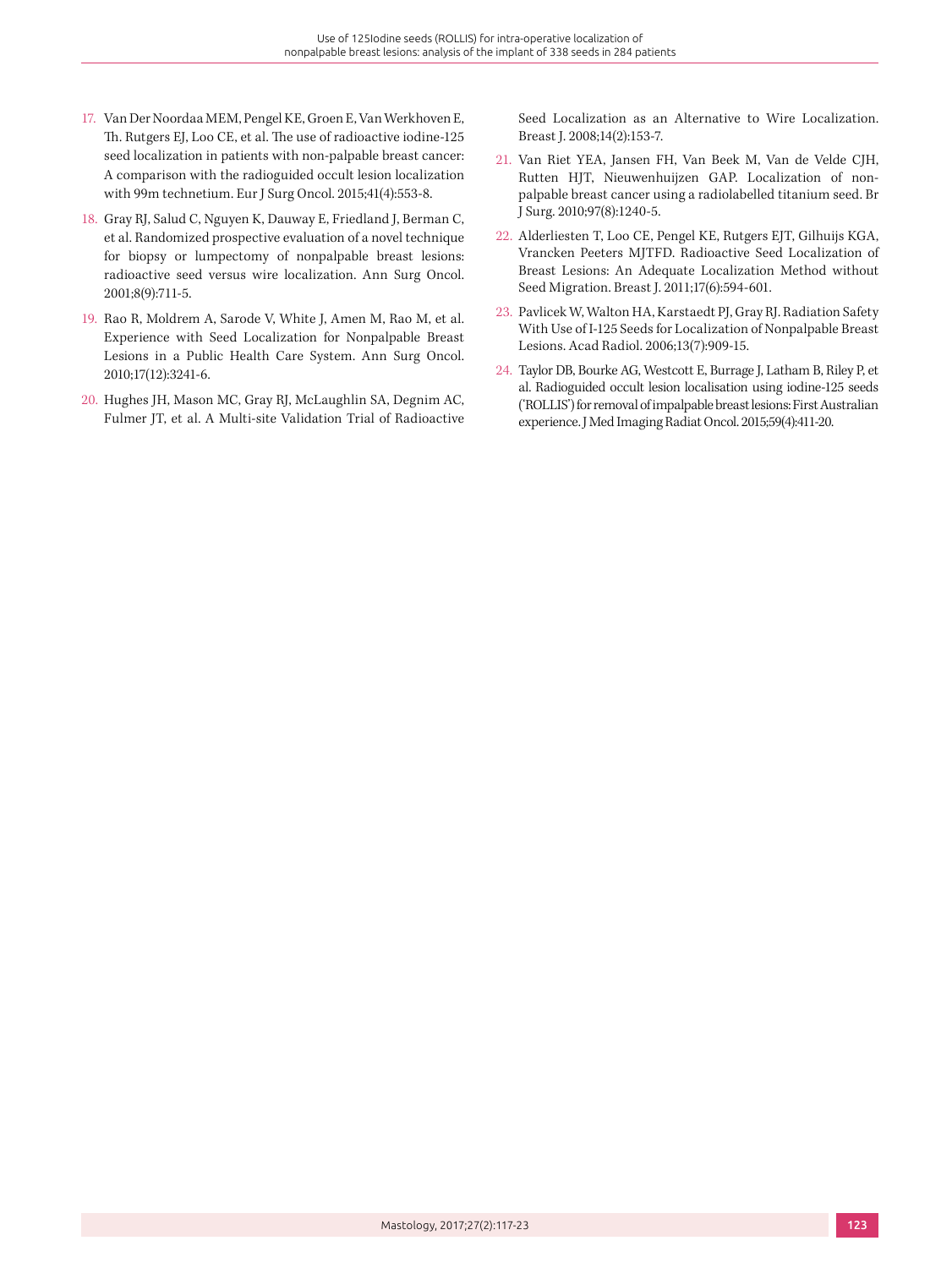17. Van Der Noordaa MEM, Pengel KE, Groen E, Van Werkhoven E, Th. Rutgers EJ, Loo CE, et al. The use of radioactive iodine-125 seed localization in patients with non-palpable breast cancer: A comparison with the radioguided occult lesion localization with 99m technetium. Eur J Surg Oncol. 2015;41(4):553-8.
18. Gray RJ, Salud C, Nguyen K, Dauway E, Friedland J, Berman C, et al. Randomized prospective evaluation of a novel technique for biopsy or lumpectomy of nonpalpable breast lesions: radioactive seed versus wire localization. Ann Surg Oncol. 2001;8(9):711-5.
19. Rao R, Moldrem A, Sarode V, White J, Amen M, Rao M, et al. Experience with Seed Localization for Nonpalpable Breast Lesions in a Public Health Care System. Ann Surg Oncol. 2010;17(12):3241-6.
20. Hughes JH, Mason MC, Gray RJ, McLaughlin SA, Degnim AC, Fulmer JT, et al. A Multi-site Validation Trial of Radioactive Seed Localization as an Alternative to Wire Localization. Breast J. 2008;14(2):153-7.
21. Van Riet YEA, Jansen FH, Van Beek M, Van de Velde CJH, Rutten HJT, Nieuwenhuijzen GAP. Localization of non-palpable breast cancer using a radiolabelled titanium seed. Br J Surg. 2010;97(8):1240-5.
22. Alderliesten T, Loo CE, Pengel KE, Rutgers EJT, Gilhuijs KGA, Vrancken Peeters MJTFD. Radioactive Seed Localization of Breast Lesions: An Adequate Localization Method without Seed Migration. Breast J. 2011;17(6):594-601.
23. Pavlicek W, Walton HA, Karstaedt PJ, Gray RJ. Radiation Safety With Use of I-125 Seeds for Localization of Nonpalpable Breast Lesions. Acad Radiol. 2006;13(7):909-15.
24. Taylor DB, Bourke AG, Westcott E, Burrage J, Latham B, Riley P, et al. Radioguided occult lesion localisation using iodine-125 seeds ('ROLLIS') for removal of impalpable breast lesions: First Australian experience. J Med Imaging Radiat Oncol. 2015;59(4):411-20.